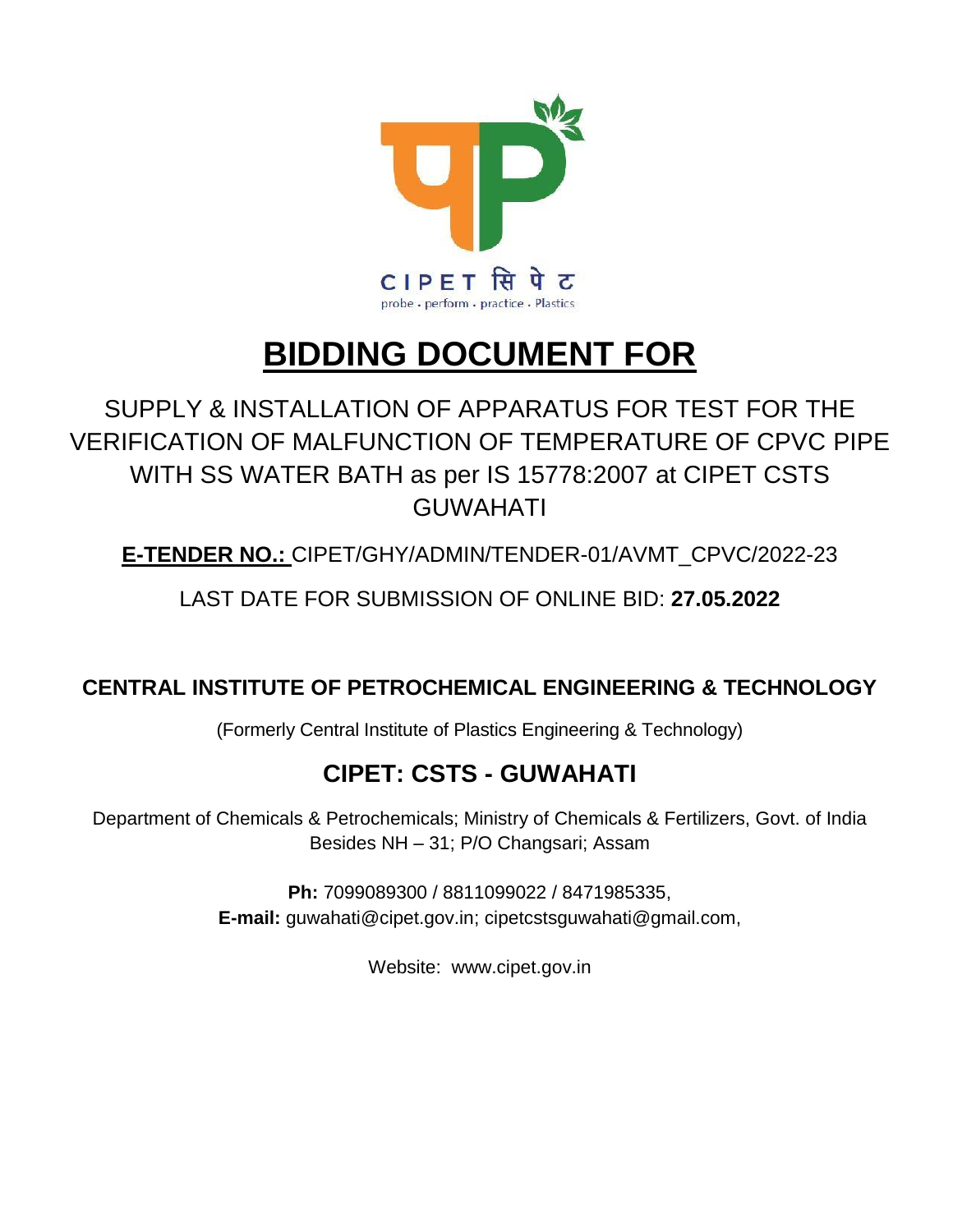CIPET सिपेट
probe • perform • practice • Plastics

# BIDDING DOCUMENT FOR

SUPPLY & INSTALLATION OF APPARATUS FOR TEST FOR THE VERIFICATION OF MALFUNCTION OF TEMPERATURE OF CPVC PIPE WITH SS WATER BATH as per IS 15778:2007 at CIPET CSTS GUWAHATI

**E-TENDER NO.:** CIPET/GHY/ADMIN/TENDER-01/AVMT_CPVC/2022-23

LAST DATE FOR SUBMISSION OF ONLINE BID: **27.05.2022**

**CENTRAL INSTITUTE OF PETROCHEMICAL ENGINEERING & TECHNOLOGY**

(Formerly Central Institute of Plastics Engineering & Technology)

## CIPET: CSTS - GUWAHATI

Department of Chemicals & Petrochemicals; Ministry of Chemicals & Fertilizers, Govt. of India
Besides NH – 31; P/O Changsari; Assam

**Ph:** 7099089300 / 8811099022 / 8471985335,
**E-mail:** guwahati@cipet.gov.in; cipetcstsguwahati@gmail.com,

Website: www.cipet.gov.in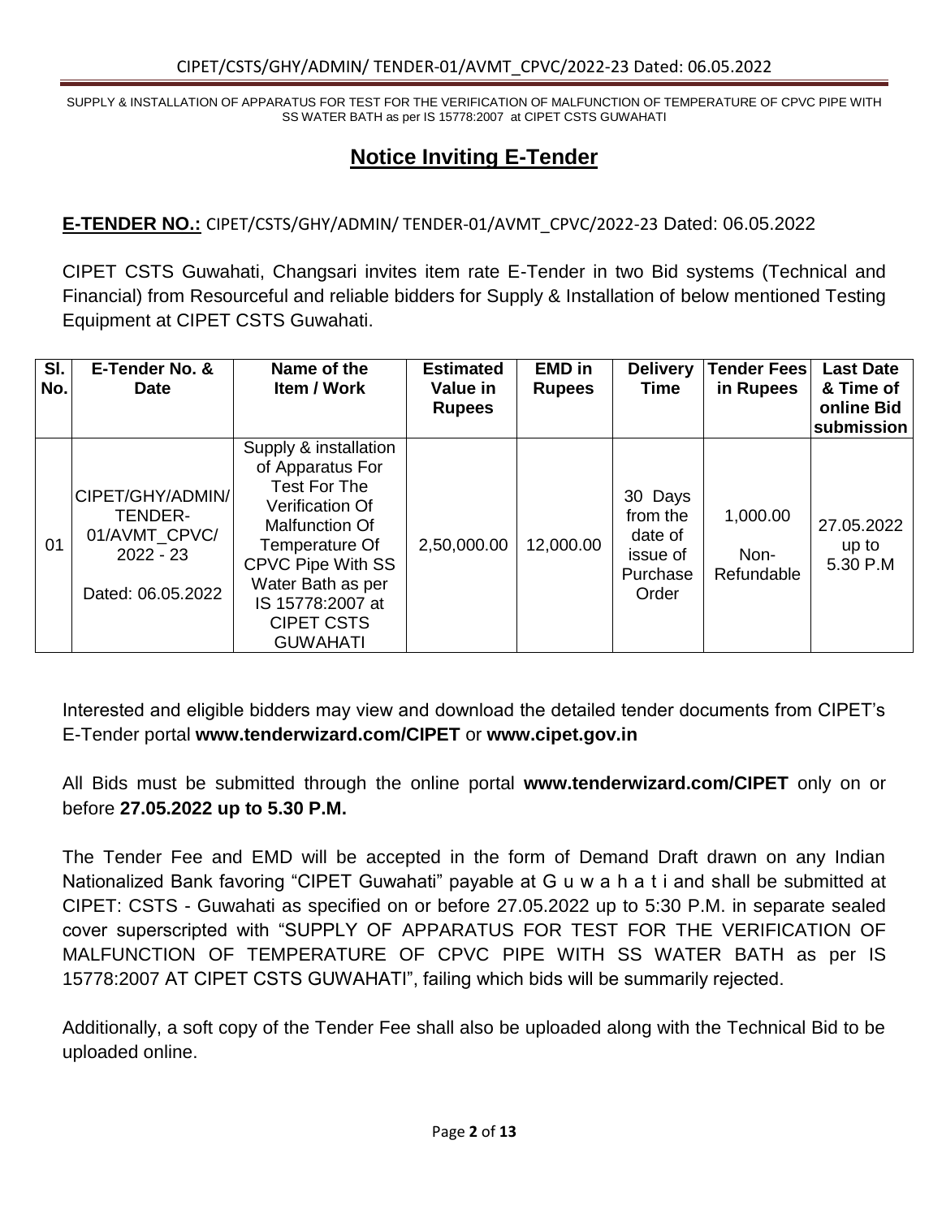## Notice Inviting E-Tender

**E-TENDER NO.:** CIPET/CSTS/GHY/ADMIN/ TENDER-01/AVMT_CPVC/2022-23 Dated: 06.05.2022

CIPET CSTS Guwahati, Changsari invites item rate E-Tender in two Bid systems (Technical and Financial) from Resourceful and reliable bidders for Supply & Installation of below mentioned Testing Equipment at CIPET CSTS Guwahati.

| Sl. No. | E-Tender No. & Date | Name of the Item / Work | Estimated Value in Rupees | EMD in Rupees | Delivery Time | Tender Fees in Rupees | Last Date & Time of online Bid submission |
|---|---|---|---|---|---|---|---|
| 01 | CIPET/GHY/ADMIN/ TENDER-01/AVMT_CPVC/ 2022 - 23 Dated: 06.05.2022 | Supply & installation of Apparatus For Test For The Verification Of Malfunction Of Temperature Of CPVC Pipe With SS Water Bath as per IS 15778:2007 at CIPET CSTS GUWAHATI | 2,50,000.00 | 12,000.00 | 30 Days from the date of issue of Purchase Order | 1,000.00 Non-Refundable | 27.05.2022 up to 5.30 P.M |

Interested and eligible bidders may view and download the detailed tender documents from CIPET's E-Tender portal **www.tenderwizard.com/CIPET** or **www.cipet.gov.in**

All Bids must be submitted through the online portal **www.tenderwizard.com/CIPET** only on or before **27.05.2022 up to 5.30 P.M.**

The Tender Fee and EMD will be accepted in the form of Demand Draft drawn on any Indian Nationalized Bank favoring "CIPET Guwahati" payable at G u w a h a t i and shall be submitted at CIPET: CSTS - Guwahati as specified on or before 27.05.2022 up to 5:30 P.M. in separate sealed cover superscripted with "SUPPLY OF APPARATUS FOR TEST FOR THE VERIFICATION OF MALFUNCTION OF TEMPERATURE OF CPVC PIPE WITH SS WATER BATH as per IS 15778:2007 AT CIPET CSTS GUWAHATI", failing which bids will be summarily rejected.

Additionally, a soft copy of the Tender Fee shall also be uploaded along with the Technical Bid to be uploaded online.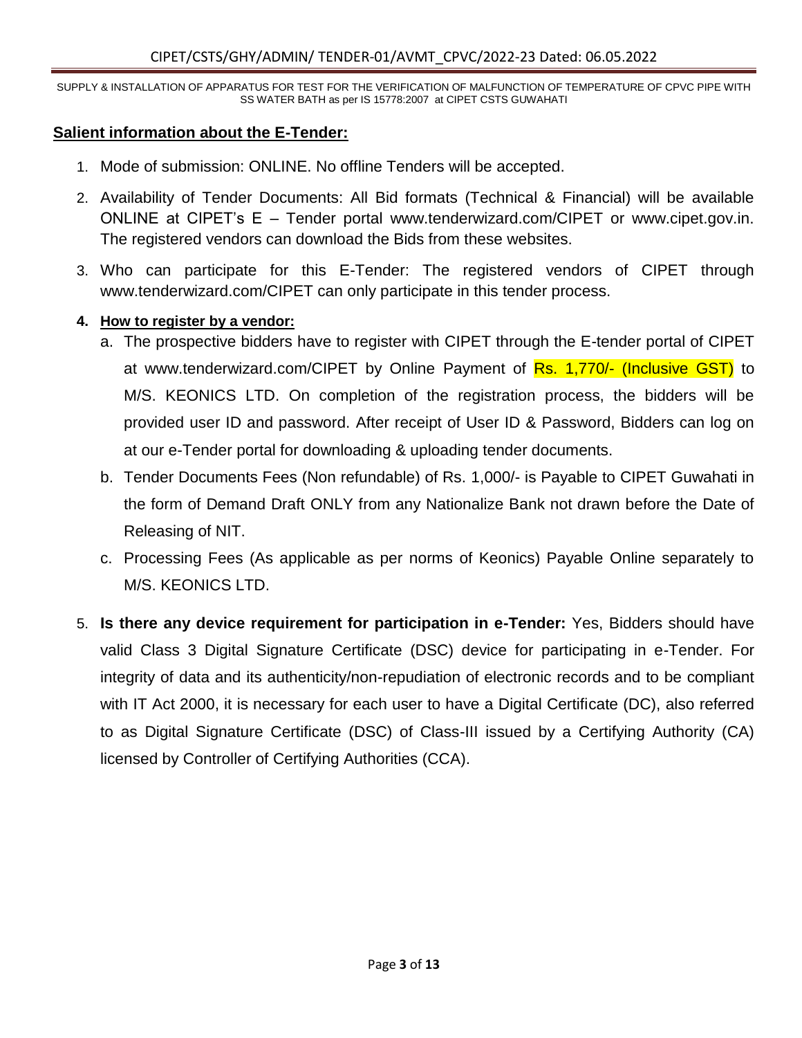## Salient information about the E-Tender:

1. Mode of submission: ONLINE. No offline Tenders will be accepted.
2. Availability of Tender Documents: All Bid formats (Technical & Financial) will be available ONLINE at CIPET's E – Tender portal www.tenderwizard.com/CIPET or www.cipet.gov.in. The registered vendors can download the Bids from these websites.
3. Who can participate for this E-Tender: The registered vendors of CIPET through www.tenderwizard.com/CIPET can only participate in this tender process.
4. **How to register by a vendor:**
   a. The prospective bidders have to register with CIPET through the E-tender portal of CIPET at www.tenderwizard.com/CIPET by Online Payment of Rs. 1,770/- (Inclusive GST) to M/S. KEONICS LTD. On completion of the registration process, the bidders will be provided user ID and password. After receipt of User ID & Password, Bidders can log on at our e-Tender portal for downloading & uploading tender documents.
   b. Tender Documents Fees (Non refundable) of Rs. 1,000/- is Payable to CIPET Guwahati in the form of Demand Draft ONLY from any Nationalize Bank not drawn before the Date of Releasing of NIT.
   c. Processing Fees (As applicable as per norms of Keonics) Payable Online separately to M/S. KEONICS LTD.
5. **Is there any device requirement for participation in e-Tender:** Yes, Bidders should have valid Class 3 Digital Signature Certificate (DSC) device for participating in e-Tender. For integrity of data and its authenticity/non-repudiation of electronic records and to be compliant with IT Act 2000, it is necessary for each user to have a Digital Certificate (DC), also referred to as Digital Signature Certificate (DSC) of Class-III issued by a Certifying Authority (CA) licensed by Controller of Certifying Authorities (CCA).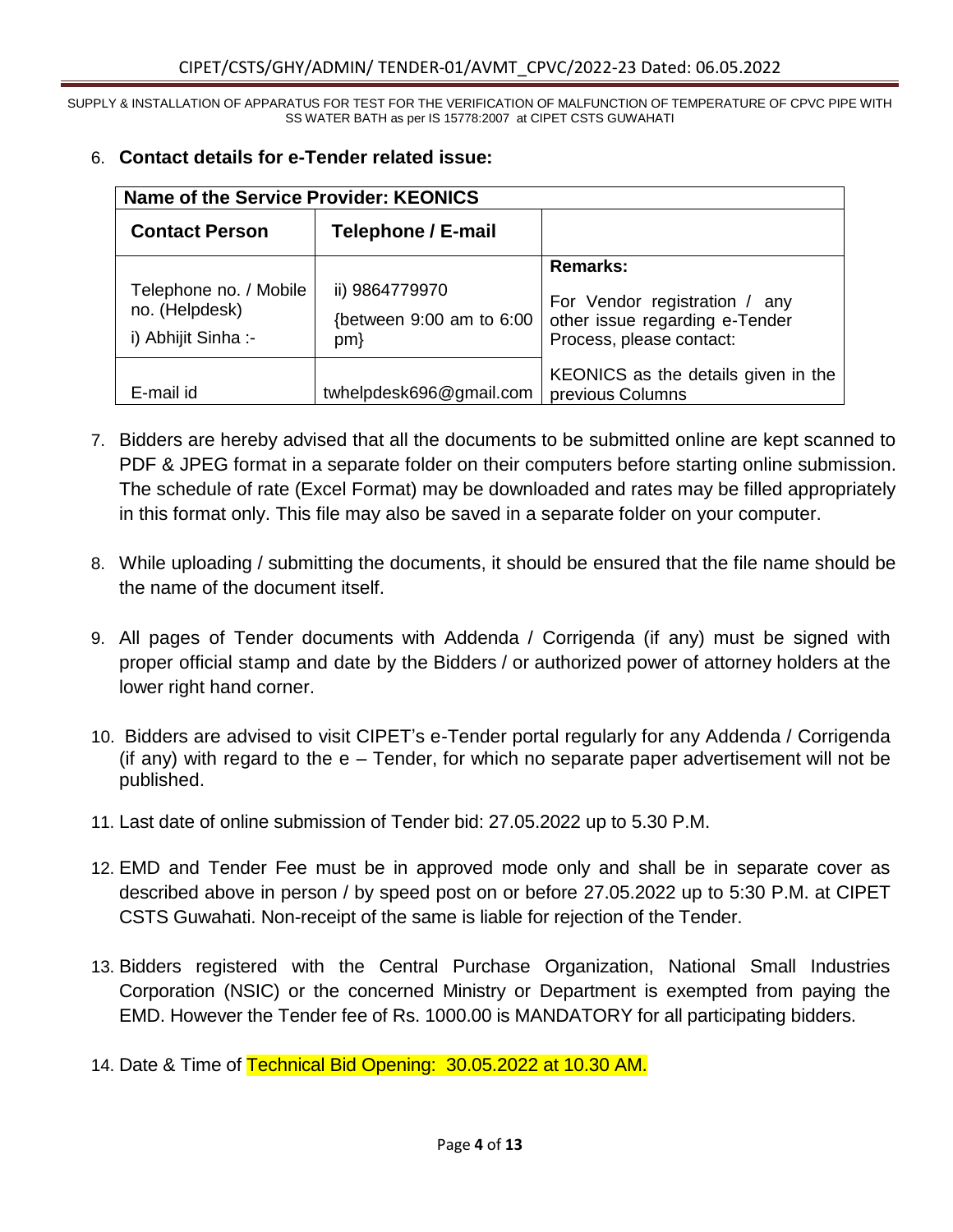6. **Contact details for e-Tender related issue:**

| Name of the Service Provider: KEONICS | | |
|---|---|---|
| **Contact Person** | **Telephone / E-mail** | |
| Telephone no. / Mobile no. (Helpdesk)<br>i) Abhijit Sinha :- | ii) 9864779970<br>{between 9:00 am to 6:00 pm} | **Remarks:**<br>For Vendor registration / any other issue regarding e-Tender Process, please contact: |
| E-mail id | twhelpdesk696@gmail.com | KEONICS as the details given in the previous Columns |

7. Bidders are hereby advised that all the documents to be submitted online are kept scanned to PDF & JPEG format in a separate folder on their computers before starting online submission. The schedule of rate (Excel Format) may be downloaded and rates may be filled appropriately in this format only. This file may also be saved in a separate folder on your computer.

8. While uploading / submitting the documents, it should be ensured that the file name should be the name of the document itself.

9. All pages of Tender documents with Addenda / Corrigenda (if any) must be signed with proper official stamp and date by the Bidders / or authorized power of attorney holders at the lower right hand corner.

10. Bidders are advised to visit CIPET's e-Tender portal regularly for any Addenda / Corrigenda (if any) with regard to the e – Tender, for which no separate paper advertisement will not be published.

11. Last date of online submission of Tender bid: 27.05.2022 up to 5.30 P.M.

12. EMD and Tender Fee must be in approved mode only and shall be in separate cover as described above in person / by speed post on or before 27.05.2022 up to 5:30 P.M. at CIPET CSTS Guwahati. Non-receipt of the same is liable for rejection of the Tender.

13. Bidders registered with the Central Purchase Organization, National Small Industries Corporation (NSIC) or the concerned Ministry or Department is exempted from paying the EMD. However the Tender fee of Rs. 1000.00 is MANDATORY for all participating bidders.

14. Date & Time of Technical Bid Opening: 30.05.2022 at 10.30 AM.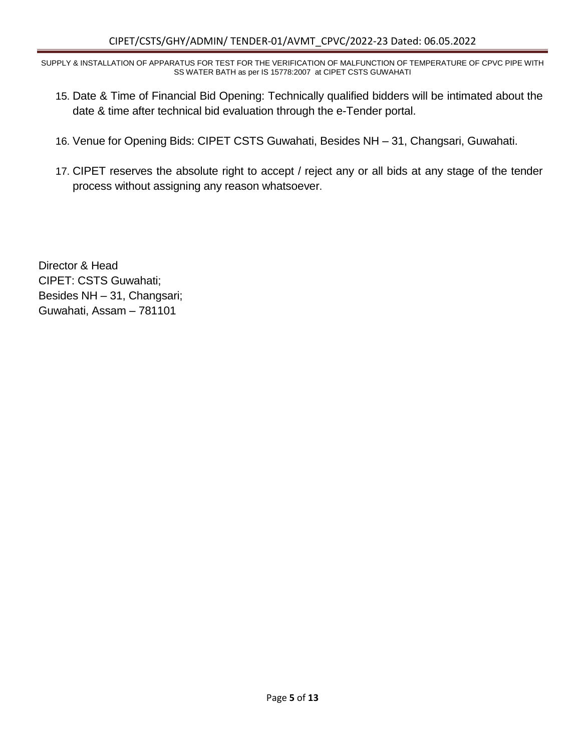15. Date & Time of Financial Bid Opening: Technically qualified bidders will be intimated about the date & time after technical bid evaluation through the e-Tender portal.

16. Venue for Opening Bids: CIPET CSTS Guwahati, Besides NH – 31, Changsari, Guwahati.

17. CIPET reserves the absolute right to accept / reject any or all bids at any stage of the tender process without assigning any reason whatsoever.

Director & Head
CIPET: CSTS Guwahati;
Besides NH – 31, Changsari;
Guwahati, Assam – 781101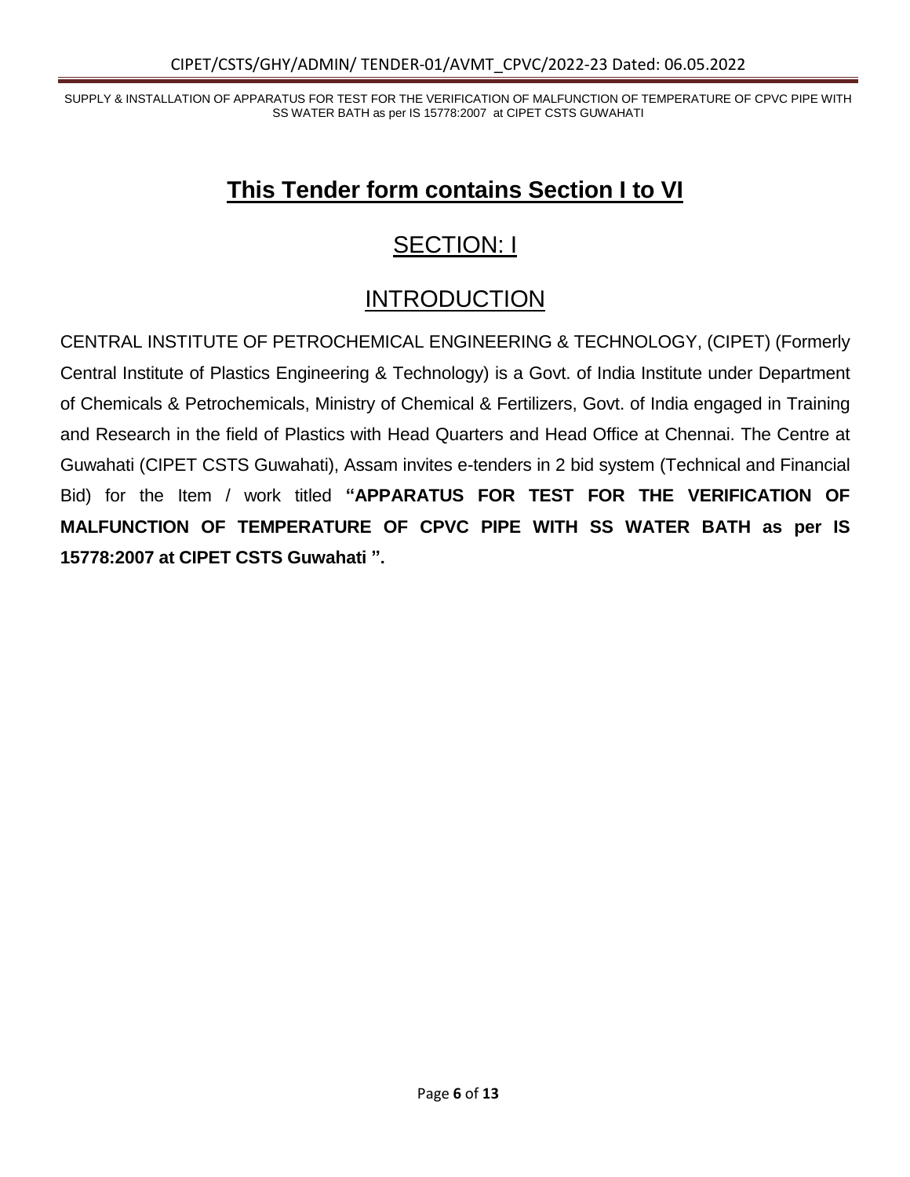# This Tender form contains Section I to VI

## SECTION: I

## INTRODUCTION

CENTRAL INSTITUTE OF PETROCHEMICAL ENGINEERING & TECHNOLOGY, (CIPET) (Formerly Central Institute of Plastics Engineering & Technology) is a Govt. of India Institute under Department of Chemicals & Petrochemicals, Ministry of Chemical & Fertilizers, Govt. of India engaged in Training and Research in the field of Plastics with Head Quarters and Head Office at Chennai. The Centre at Guwahati (CIPET CSTS Guwahati), Assam invites e-tenders in 2 bid system (Technical and Financial Bid) for the Item / work titled **"APPARATUS FOR TEST FOR THE VERIFICATION OF MALFUNCTION OF TEMPERATURE OF CPVC PIPE WITH SS WATER BATH as per IS 15778:2007 at CIPET CSTS Guwahati ".**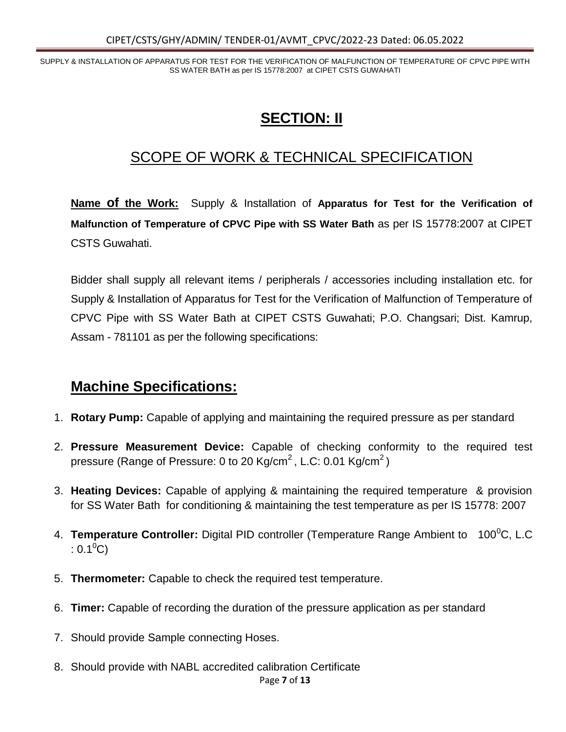# SECTION: II

## SCOPE OF WORK & TECHNICAL SPECIFICATION

**Name of the Work:** Supply & Installation of **Apparatus for Test for the Verification of Malfunction of Temperature of CPVC Pipe with SS Water Bath** as per IS 15778:2007 at CIPET CSTS Guwahati.

Bidder shall supply all relevant items / peripherals / accessories including installation etc. for Supply & Installation of Apparatus for Test for the Verification of Malfunction of Temperature of CPVC Pipe with SS Water Bath at CIPET CSTS Guwahati; P.O. Changsari; Dist. Kamrup, Assam - 781101 as per the following specifications:

## Machine Specifications:

1. **Rotary Pump:** Capable of applying and maintaining the required pressure as per standard
2. **Pressure Measurement Device:** Capable of checking conformity to the required test pressure (Range of Pressure: 0 to 20 $Kg/cm^2$, L.C: 0.01 $Kg/cm^2$)
3. **Heating Devices:** Capable of applying & maintaining the required temperature & provision for SS Water Bath for conditioning & maintaining the test temperature as per IS 15778: 2007
4. **Temperature Controller:** Digital PID controller (Temperature Range Ambient to $100^0C$, L.C : $0.1^0C$)
5. **Thermometer:** Capable to check the required test temperature.
6. **Timer:** Capable of recording the duration of the pressure application as per standard
7. Should provide Sample connecting Hoses.
8. Should provide with NABL accredited calibration Certificate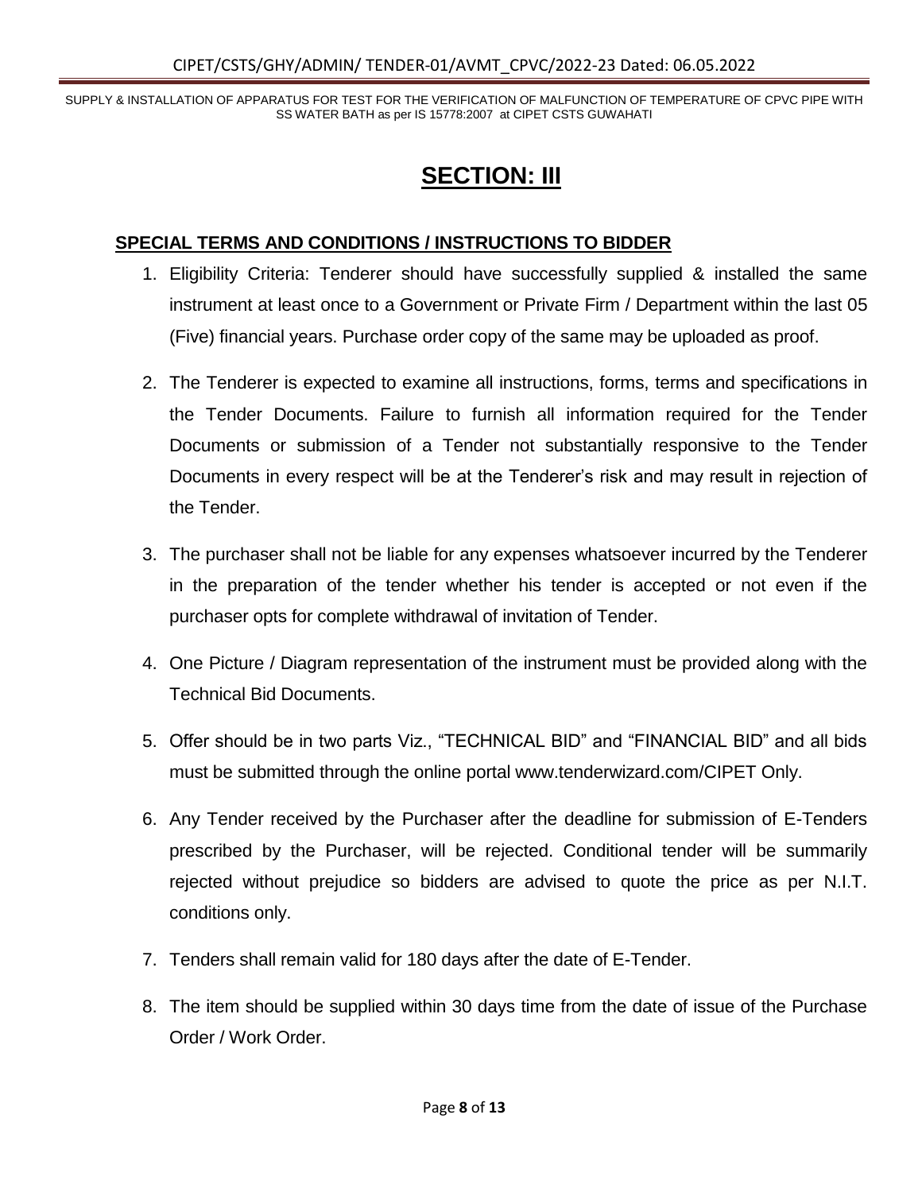# SECTION: III

## SPECIAL TERMS AND CONDITIONS / INSTRUCTIONS TO BIDDER

1. Eligibility Criteria: Tenderer should have successfully supplied & installed the same instrument at least once to a Government or Private Firm / Department within the last 05 (Five) financial years. Purchase order copy of the same may be uploaded as proof.
2. The Tenderer is expected to examine all instructions, forms, terms and specifications in the Tender Documents. Failure to furnish all information required for the Tender Documents or submission of a Tender not substantially responsive to the Tender Documents in every respect will be at the Tenderer's risk and may result in rejection of the Tender.
3. The purchaser shall not be liable for any expenses whatsoever incurred by the Tenderer in the preparation of the tender whether his tender is accepted or not even if the purchaser opts for complete withdrawal of invitation of Tender.
4. One Picture / Diagram representation of the instrument must be provided along with the Technical Bid Documents.
5. Offer should be in two parts Viz., "TECHNICAL BID" and "FINANCIAL BID" and all bids must be submitted through the online portal www.tenderwizard.com/CIPET Only.
6. Any Tender received by the Purchaser after the deadline for submission of E-Tenders prescribed by the Purchaser, will be rejected. Conditional tender will be summarily rejected without prejudice so bidders are advised to quote the price as per N.I.T. conditions only.
7. Tenders shall remain valid for 180 days after the date of E-Tender.
8. The item should be supplied within 30 days time from the date of issue of the Purchase Order / Work Order.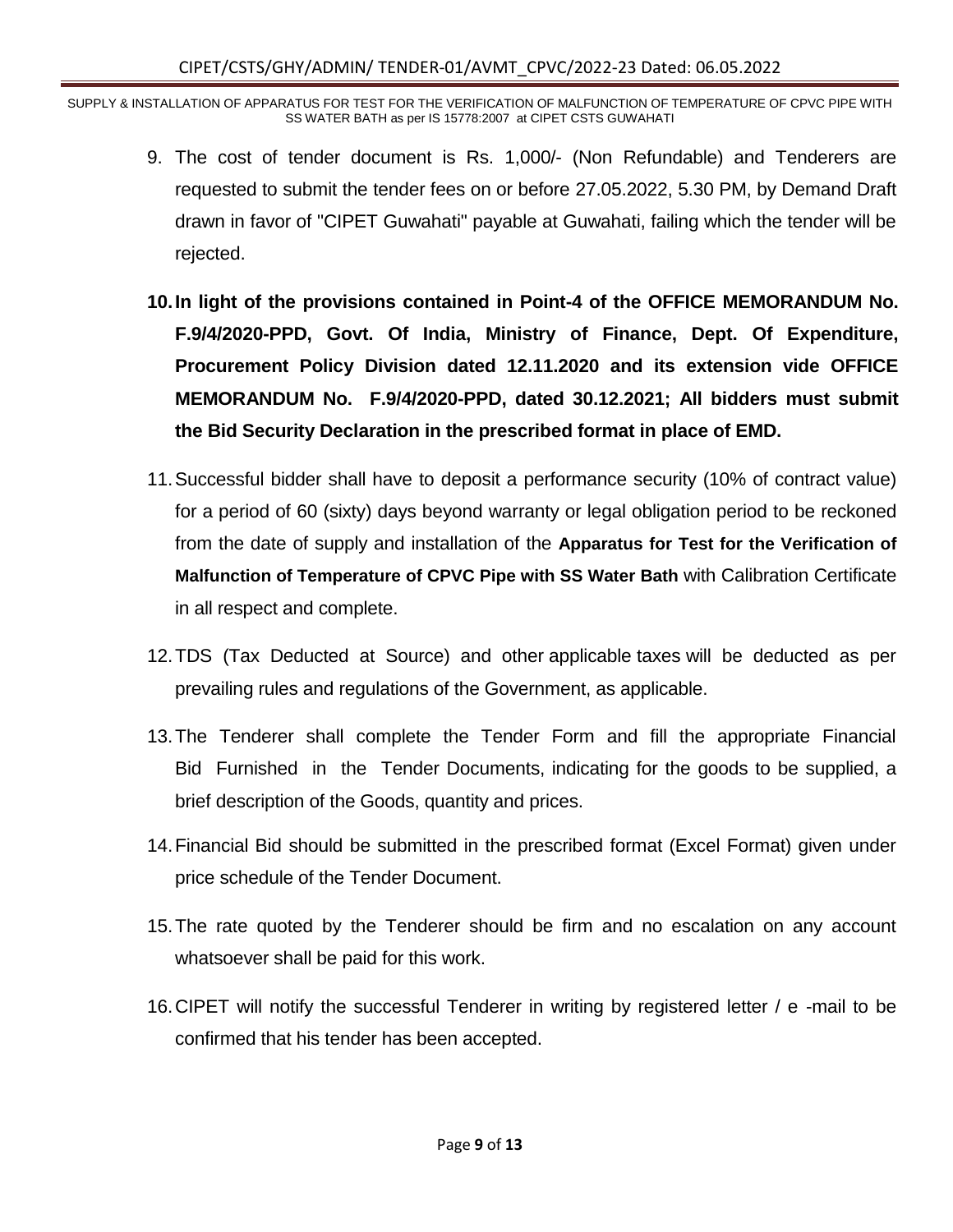9. The cost of tender document is Rs. 1,000/- (Non Refundable) and Tenderers are requested to submit the tender fees on or before 27.05.2022, 5.30 PM, by Demand Draft drawn in favor of "CIPET Guwahati" payable at Guwahati, failing which the tender will be rejected.

10. **In light of the provisions contained in Point-4 of the OFFICE MEMORANDUM No. F.9/4/2020-PPD, Govt. Of India, Ministry of Finance, Dept. Of Expenditure, Procurement Policy Division dated 12.11.2020 and its extension vide OFFICE MEMORANDUM No. F.9/4/2020-PPD, dated 30.12.2021; All bidders must submit the Bid Security Declaration in the prescribed format in place of EMD.**

11. Successful bidder shall have to deposit a performance security (10% of contract value) for a period of 60 (sixty) days beyond warranty or legal obligation period to be reckoned from the date of supply and installation of the **Apparatus for Test for the Verification of Malfunction of Temperature of CPVC Pipe with SS Water Bath** with Calibration Certificate in all respect and complete.

12. TDS (Tax Deducted at Source) and other applicable taxes will be deducted as per prevailing rules and regulations of the Government, as applicable.

13. The Tenderer shall complete the Tender Form and fill the appropriate Financial Bid Furnished in the Tender Documents, indicating for the goods to be supplied, a brief description of the Goods, quantity and prices.

14. Financial Bid should be submitted in the prescribed format (Excel Format) given under price schedule of the Tender Document.

15. The rate quoted by the Tenderer should be firm and no escalation on any account whatsoever shall be paid for this work.

16. CIPET will notify the successful Tenderer in writing by registered letter / e -mail to be confirmed that his tender has been accepted.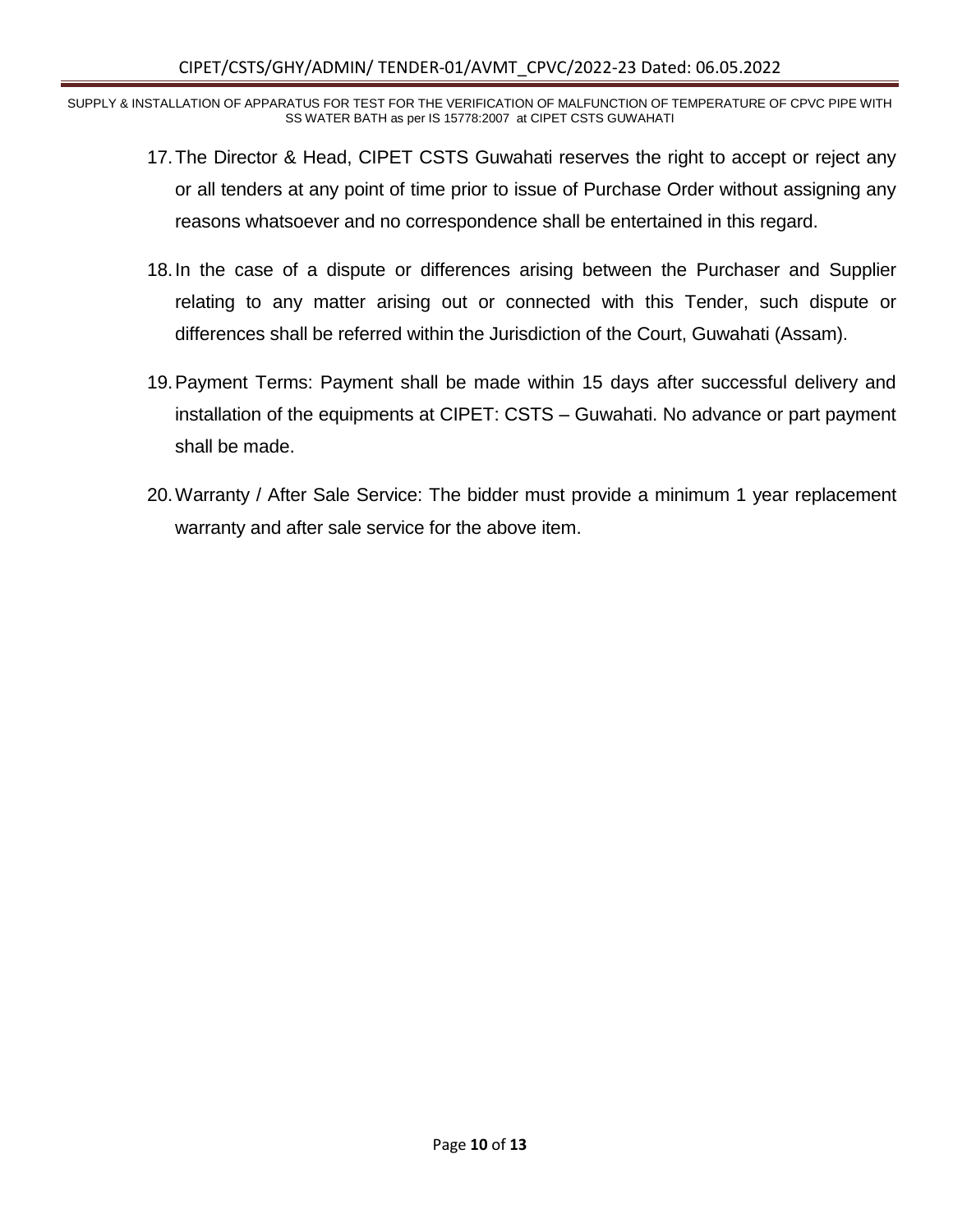17. The Director & Head, CIPET CSTS Guwahati reserves the right to accept or reject any or all tenders at any point of time prior to issue of Purchase Order without assigning any reasons whatsoever and no correspondence shall be entertained in this regard.

18. In the case of a dispute or differences arising between the Purchaser and Supplier relating to any matter arising out or connected with this Tender, such dispute or differences shall be referred within the Jurisdiction of the Court, Guwahati (Assam).

19. Payment Terms: Payment shall be made within 15 days after successful delivery and installation of the equipments at CIPET: CSTS – Guwahati. No advance or part payment shall be made.

20. Warranty / After Sale Service: The bidder must provide a minimum 1 year replacement warranty and after sale service for the above item.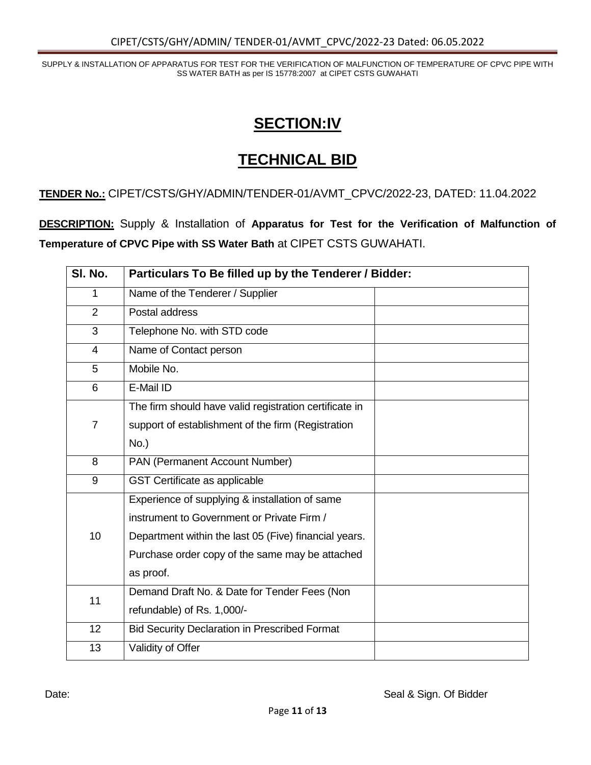# SECTION:IV

# TECHNICAL BID

**TENDER No.:** CIPET/CSTS/GHY/ADMIN/TENDER-01/AVMT_CPVC/2022-23, DATED: 11.04.2022

**DESCRIPTION:** Supply & Installation of **Apparatus for Test for the Verification of Malfunction of Temperature of CPVC Pipe with SS Water Bath** at CIPET CSTS GUWAHATI.

| Sl. No. | Particulars To Be filled up by the Tenderer / Bidder: | |
|---|---|---|
| 1 | Name of the Tenderer / Supplier | |
| 2 | Postal address | |
| 3 | Telephone No. with STD code | |
| 4 | Name of Contact person | |
| 5 | Mobile No. | |
| 6 | E-Mail ID | |
| 7 | The firm should have valid registration certificate in support of establishment of the firm (Registration No.) | |
| 8 | PAN (Permanent Account Number) | |
| 9 | GST Certificate as applicable | |
| 10 | Experience of supplying & installation of same instrument to Government or Private Firm / Department within the last 05 (Five) financial years. Purchase order copy of the same may be attached as proof. | |
| 11 | Demand Draft No. & Date for Tender Fees (Non refundable) of Rs. 1,000/- | |
| 12 | Bid Security Declaration in Prescribed Format | |
| 13 | Validity of Offer | |

Date: Seal & Sign. Of Bidder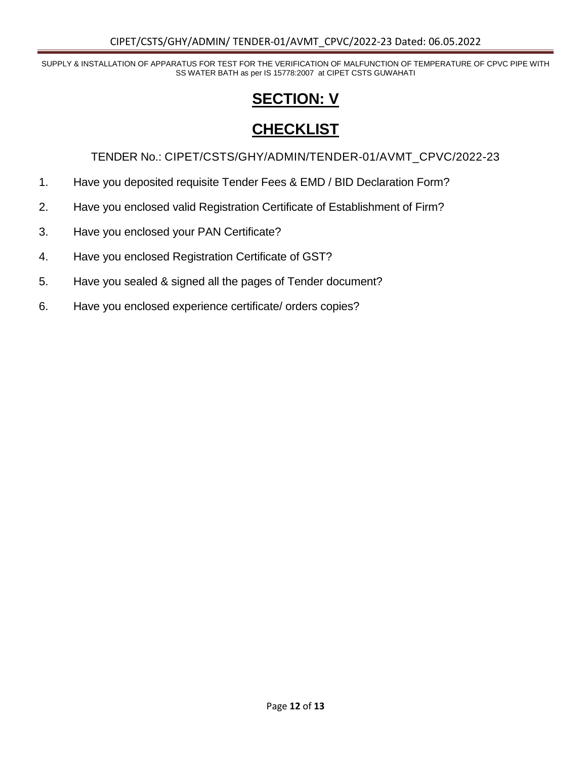# SECTION: V

# CHECKLIST

TENDER No.: CIPET/CSTS/GHY/ADMIN/TENDER-01/AVMT_CPVC/2022-23

1. Have you deposited requisite Tender Fees & EMD / BID Declaration Form?
2. Have you enclosed valid Registration Certificate of Establishment of Firm?
3. Have you enclosed your PAN Certificate?
4. Have you enclosed Registration Certificate of GST?
5. Have you sealed & signed all the pages of Tender document?
6. Have you enclosed experience certificate/ orders copies?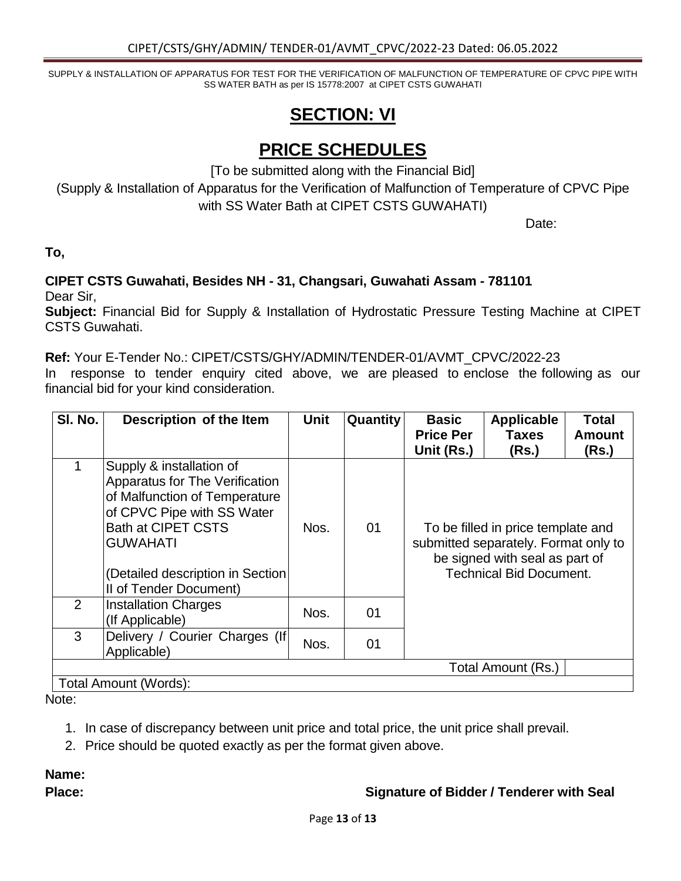# SECTION: VI

# PRICE SCHEDULES

[To be submitted along with the Financial Bid]

(Supply & Installation of Apparatus for the Verification of Malfunction of Temperature of CPVC Pipe with SS Water Bath at CIPET CSTS GUWAHATI)

Date:

**To,**

**CIPET CSTS Guwahati, Besides NH - 31, Changsari, Guwahati Assam - 781101**

Dear Sir,

**Subject:** Financial Bid for Supply & Installation of Hydrostatic Pressure Testing Machine at CIPET CSTS Guwahati.

**Ref:** Your E-Tender No.: CIPET/CSTS/GHY/ADMIN/TENDER-01/AVMT_CPVC/2022-23

In response to tender enquiry cited above, we are pleased to enclose the following as our financial bid for your kind consideration.

| Sl. No. | Description of the Item | Unit | Quantity | Basic Price Per Unit (Rs.) | Applicable Taxes (Rs.) | Total Amount (Rs.) |
|---|---|---|---|---|---|---|
| 1 | Supply & installation of Apparatus for The Verification of Malfunction of Temperature of CPVC Pipe with SS Water Bath at CIPET CSTS GUWAHATI<br><br>(Detailed description in Section II of Tender Document) | Nos. | 01 | To be filled in price template and submitted separately. Format only to be signed with seal as part of Technical Bid Document. | | |
| 2 | Installation Charges (If Applicable) | Nos. | 01 | | | |
| 3 | Delivery / Courier Charges (If Applicable) | Nos. | 01 | | | |
| | | | | | Total Amount (Rs.) | |
| Total Amount (Words): | | | | | | |

Note:

1. In case of discrepancy between unit price and total price, the unit price shall prevail.
2. Price should be quoted exactly as per the format given above.

**Name:**

**Place:** **Signature of Bidder / Tenderer with Seal**